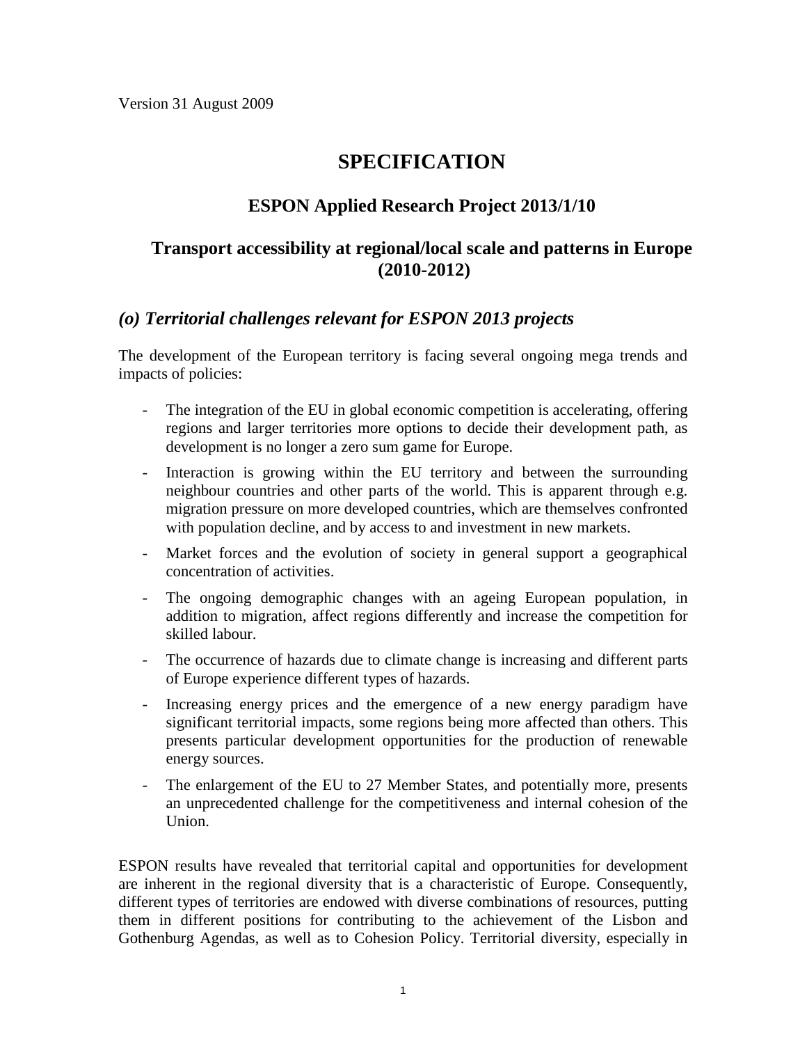Version 31 August 2009

# SPECIFICATION

## ESPON Applied Research Project 2013/1/10

## Transport accessibility at regional/local scale and patterns in Europe (2010-2012)

### *(o) Territorial challenges relevant for ESPON 2013 projects*

The development of the European territory is facing several ongoing mega trends and impacts of policies:

- The integration of the EU in global economic competition is accelerating, offering regions and larger territories more options to decide their development path, as development is no longer a zero sum game for Europe.
- Interaction is growing within the EU territory and between the surrounding neighbour countries and other parts of the world. This is apparent through e.g. migration pressure on more developed countries, which are themselves confronted with population decline, and by access to and investment in new markets.
- Market forces and the evolution of society in general support a geographical concentration of activities.
- The ongoing demographic changes with an ageing European population, in addition to migration, affect regions differently and increase the competition for skilled labour.
- The occurrence of hazards due to climate change is increasing and different parts of Europe experience different types of hazards.
- Increasing energy prices and the emergence of a new energy paradigm have significant territorial impacts, some regions being more affected than others. This presents particular development opportunities for the production of renewable energy sources.
- The enlargement of the EU to 27 Member States, and potentially more, presents an unprecedented challenge for the competitiveness and internal cohesion of the Union.

ESPON results have revealed that territorial capital and opportunities for development are inherent in the regional diversity that is a characteristic of Europe. Consequently, different types of territories are endowed with diverse combinations of resources, putting them in different positions for contributing to the achievement of the Lisbon and Gothenburg Agendas, as well as to Cohesion Policy. Territorial diversity, especially in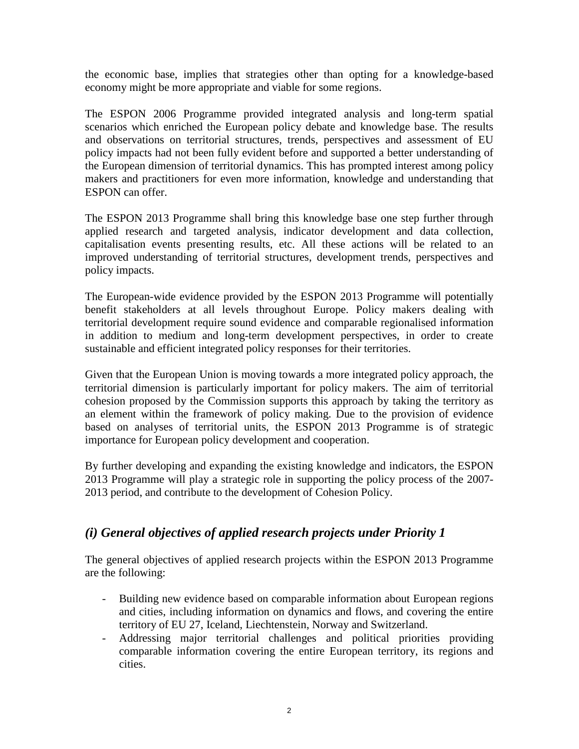the economic base, implies that strategies other than opting for a knowledge-based economy might be more appropriate and viable for some regions.

The ESPON 2006 Programme provided integrated analysis and long-term spatial scenarios which enriched the European policy debate and knowledge base. The results and observations on territorial structures, trends, perspectives and assessment of EU policy impacts had not been fully evident before and supported a better understanding of the European dimension of territorial dynamics. This has prompted interest among policy makers and practitioners for even more information, knowledge and understanding that ESPON can offer.

The ESPON 2013 Programme shall bring this knowledge base one step further through applied research and targeted analysis, indicator development and data collection, capitalisation events presenting results, etc. All these actions will be related to an improved understanding of territorial structures, development trends, perspectives and policy impacts.

The European-wide evidence provided by the ESPON 2013 Programme will potentially benefit stakeholders at all levels throughout Europe. Policy makers dealing with territorial development require sound evidence and comparable regionalised information in addition to medium and long-term development perspectives, in order to create sustainable and efficient integrated policy responses for their territories.

Given that the European Union is moving towards a more integrated policy approach, the territorial dimension is particularly important for policy makers. The aim of territorial cohesion proposed by the Commission supports this approach by taking the territory as an element within the framework of policy making. Due to the provision of evidence based on analyses of territorial units, the ESPON 2013 Programme is of strategic importance for European policy development and cooperation.

By further developing and expanding the existing knowledge and indicators, the ESPON 2013 Programme will play a strategic role in supporting the policy process of the 2007-2013 period, and contribute to the development of Cohesion Policy.

## *(i) General objectives of applied research projects under Priority 1*

The general objectives of applied research projects within the ESPON 2013 Programme are the following:

- Building new evidence based on comparable information about European regions and cities, including information on dynamics and flows, and covering the entire territory of EU 27, Iceland, Liechtenstein, Norway and Switzerland.
- Addressing major territorial challenges and political priorities providing comparable information covering the entire European territory, its regions and cities.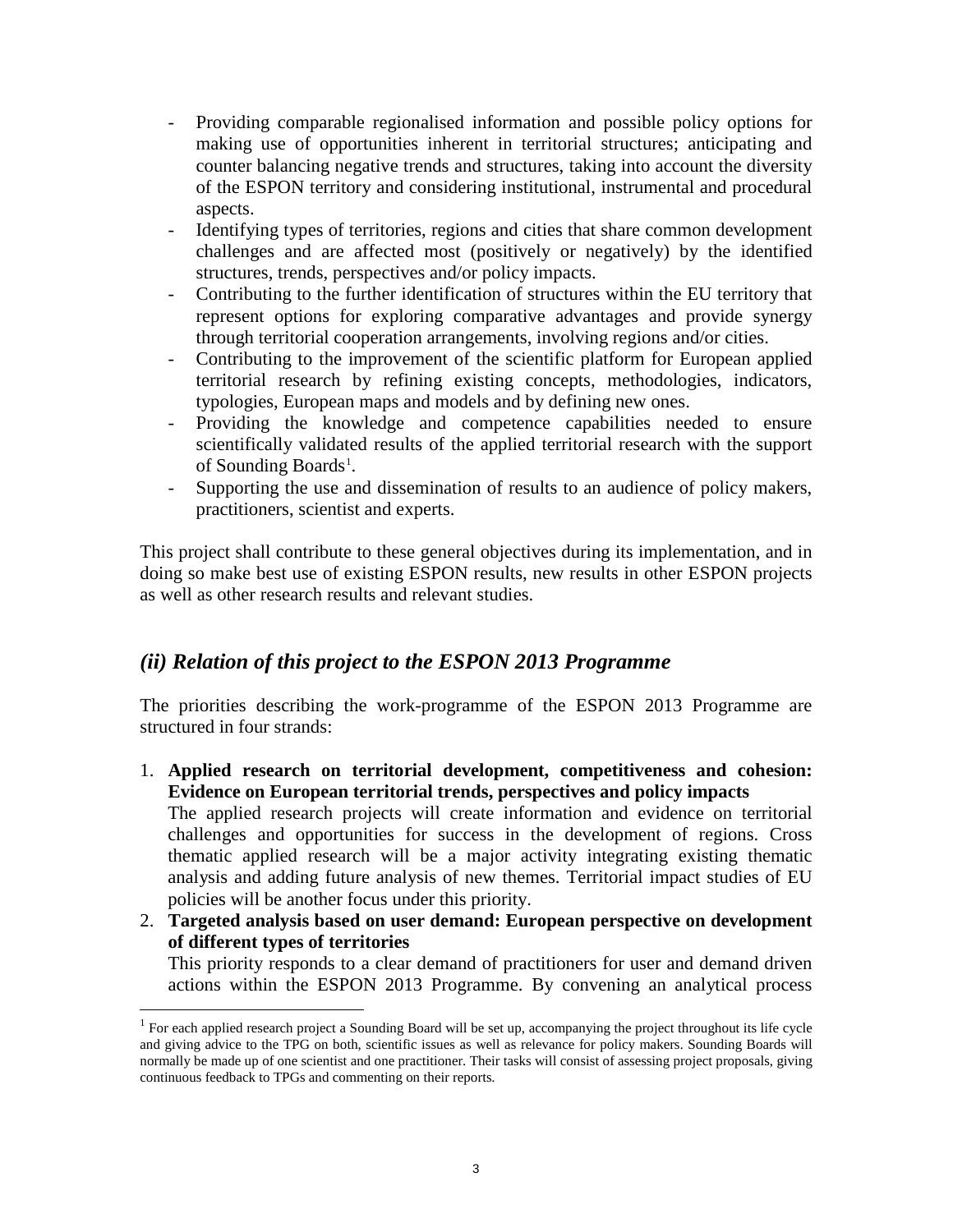- Providing comparable regionalised information and possible policy options for making use of opportunities inherent in territorial structures; anticipating and counter balancing negative trends and structures, taking into account the diversity of the ESPON territory and considering institutional, instrumental and procedural aspects.
- Identifying types of territories, regions and cities that share common development challenges and are affected most (positively or negatively) by the identified structures, trends, perspectives and/or policy impacts.
- Contributing to the further identification of structures within the EU territory that represent options for exploring comparative advantages and provide synergy through territorial cooperation arrangements, involving regions and/or cities.
- Contributing to the improvement of the scientific platform for European applied territorial research by refining existing concepts, methodologies, indicators, typologies, European maps and models and by defining new ones.
- Providing the knowledge and competence capabilities needed to ensure scientifically validated results of the applied territorial research with the support of Sounding Boards[1].
- Supporting the use and dissemination of results to an audience of policy makers, practitioners, scientist and experts.

This project shall contribute to these general objectives during its implementation, and in doing so make best use of existing ESPON results, new results in other ESPON projects as well as other research results and relevant studies.

## *(ii) Relation of this project to the ESPON 2013 Programme*

The priorities describing the work-programme of the ESPON 2013 Programme are structured in four strands:

1. **Applied research on territorial development, competitiveness and cohesion: Evidence on European territorial trends, perspectives and policy impacts**
   The applied research projects will create information and evidence on territorial challenges and opportunities for success in the development of regions. Cross thematic applied research will be a major activity integrating existing thematic analysis and adding future analysis of new themes. Territorial impact studies of EU policies will be another focus under this priority.
2. **Targeted analysis based on user demand: European perspective on development of different types of territories**
   This priority responds to a clear demand of practitioners for user and demand driven actions within the ESPON 2013 Programme. By convening an analytical process

[1] For each applied research project a Sounding Board will be set up, accompanying the project throughout its life cycle and giving advice to the TPG on both, scientific issues as well as relevance for policy makers. Sounding Boards will normally be made up of one scientist and one practitioner. Their tasks will consist of assessing project proposals, giving continuous feedback to TPGs and commenting on their reports.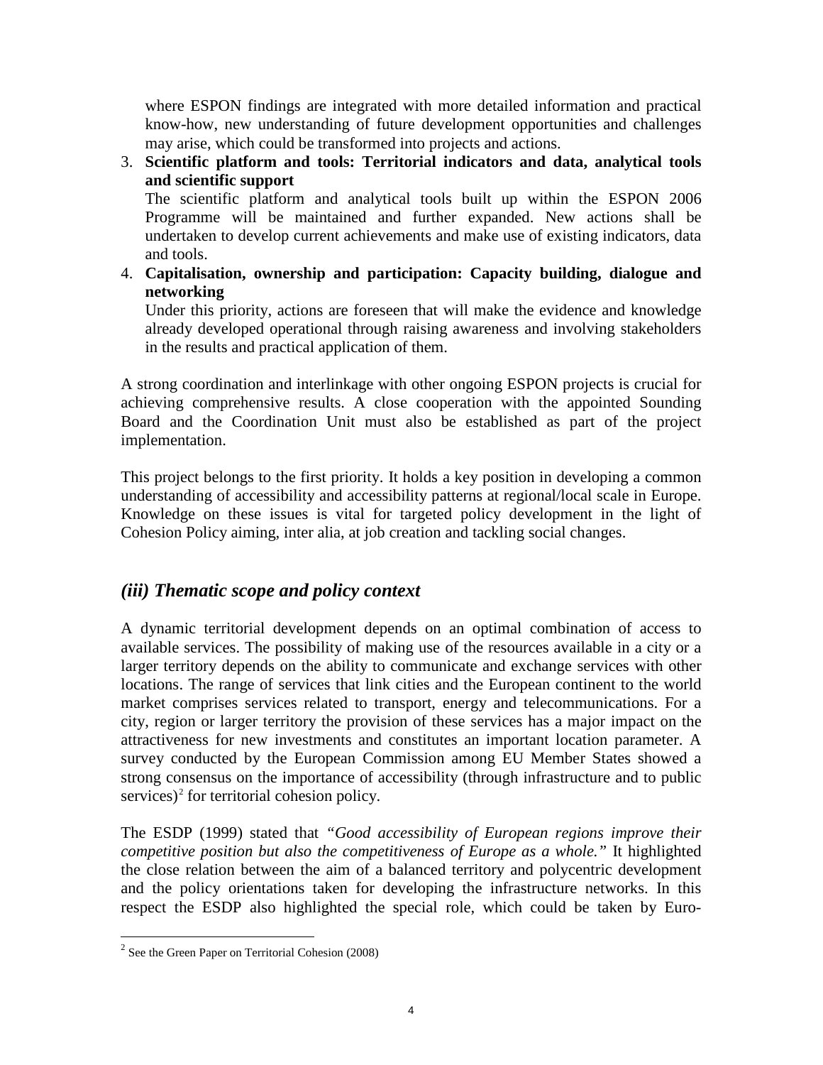where ESPON findings are integrated with more detailed information and practical know-how, new understanding of future development opportunities and challenges may arise, which could be transformed into projects and actions.

3. **Scientific platform and tools: Territorial indicators and data, analytical tools and scientific support**
   The scientific platform and analytical tools built up within the ESPON 2006 Programme will be maintained and further expanded. New actions shall be undertaken to develop current achievements and make use of existing indicators, data and tools.
4. **Capitalisation, ownership and participation: Capacity building, dialogue and networking**
   Under this priority, actions are foreseen that will make the evidence and knowledge already developed operational through raising awareness and involving stakeholders in the results and practical application of them.

A strong coordination and interlinkage with other ongoing ESPON projects is crucial for achieving comprehensive results. A close cooperation with the appointed Sounding Board and the Coordination Unit must also be established as part of the project implementation.

This project belongs to the first priority. It holds a key position in developing a common understanding of accessibility and accessibility patterns at regional/local scale in Europe. Knowledge on these issues is vital for targeted policy development in the light of Cohesion Policy aiming, inter alia, at job creation and tackling social changes.

## *(iii) Thematic scope and policy context*

A dynamic territorial development depends on an optimal combination of access to available services. The possibility of making use of the resources available in a city or a larger territory depends on the ability to communicate and exchange services with other locations. The range of services that link cities and the European continent to the world market comprises services related to transport, energy and telecommunications. For a city, region or larger territory the provision of these services has a major impact on the attractiveness for new investments and constitutes an important location parameter. A survey conducted by the European Commission among EU Member States showed a strong consensus on the importance of accessibility (through infrastructure and to public services)[2] for territorial cohesion policy.

The ESDP (1999) stated that *"Good accessibility of European regions improve their competitive position but also the competitiveness of Europe as a whole."* It highlighted the close relation between the aim of a balanced territory and polycentric development and the policy orientations taken for developing the infrastructure networks. In this respect the ESDP also highlighted the special role, which could be taken by Euro-

[2] See the Green Paper on Territorial Cohesion (2008)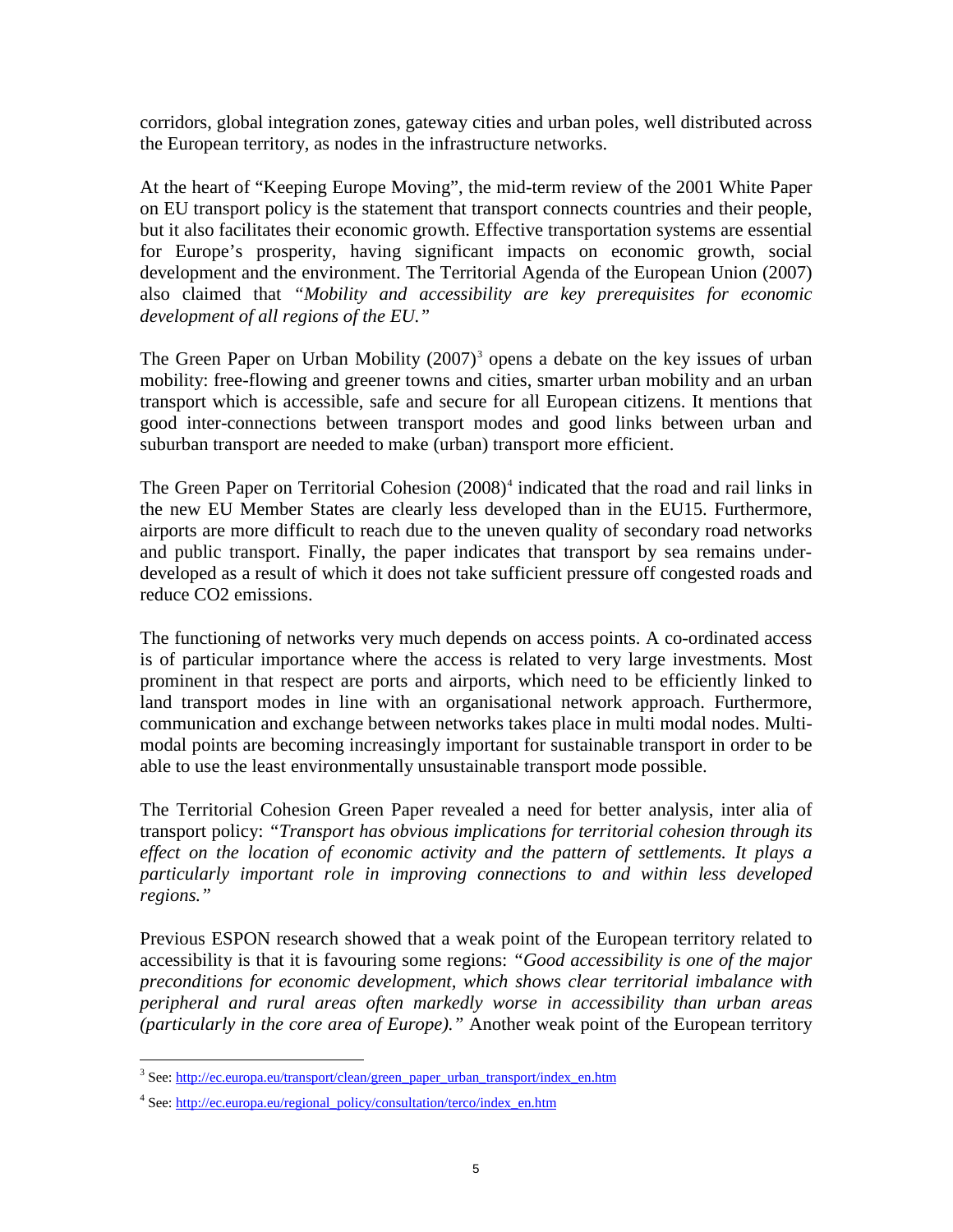corridors, global integration zones, gateway cities and urban poles, well distributed across the European territory, as nodes in the infrastructure networks.

At the heart of "Keeping Europe Moving", the mid-term review of the 2001 White Paper on EU transport policy is the statement that transport connects countries and their people, but it also facilitates their economic growth. Effective transportation systems are essential for Europe's prosperity, having significant impacts on economic growth, social development and the environment. The Territorial Agenda of the European Union (2007) also claimed that "*Mobility and accessibility are key prerequisites for economic development of all regions of the EU.*"

The Green Paper on Urban Mobility (2007)[3] opens a debate on the key issues of urban mobility: free-flowing and greener towns and cities, smarter urban mobility and an urban transport which is accessible, safe and secure for all European citizens. It mentions that good inter-connections between transport modes and good links between urban and suburban transport are needed to make (urban) transport more efficient.

The Green Paper on Territorial Cohesion (2008)[4] indicated that the road and rail links in the new EU Member States are clearly less developed than in the EU15. Furthermore, airports are more difficult to reach due to the uneven quality of secondary road networks and public transport. Finally, the paper indicates that transport by sea remains under-developed as a result of which it does not take sufficient pressure off congested roads and reduce CO2 emissions.

The functioning of networks very much depends on access points. A co-ordinated access is of particular importance where the access is related to very large investments. Most prominent in that respect are ports and airports, which need to be efficiently linked to land transport modes in line with an organisational network approach. Furthermore, communication and exchange between networks takes place in multi modal nodes. Multi-modal points are becoming increasingly important for sustainable transport in order to be able to use the least environmentally unsustainable transport mode possible.

The Territorial Cohesion Green Paper revealed a need for better analysis, inter alia of transport policy: "*Transport has obvious implications for territorial cohesion through its effect on the location of economic activity and the pattern of settlements. It plays a particularly important role in improving connections to and within less developed regions.*"

Previous ESPON research showed that a weak point of the European territory related to accessibility is that it is favouring some regions: "*Good accessibility is one of the major preconditions for economic development, which shows clear territorial imbalance with peripheral and rural areas often markedly worse in accessibility than urban areas (particularly in the core area of Europe).*" Another weak point of the European territory

---

[3] See: http://ec.europa.eu/transport/clean/green_paper_urban_transport/index_en.htm

[4] See: http://ec.europa.eu/regional_policy/consultation/terco/index_en.htm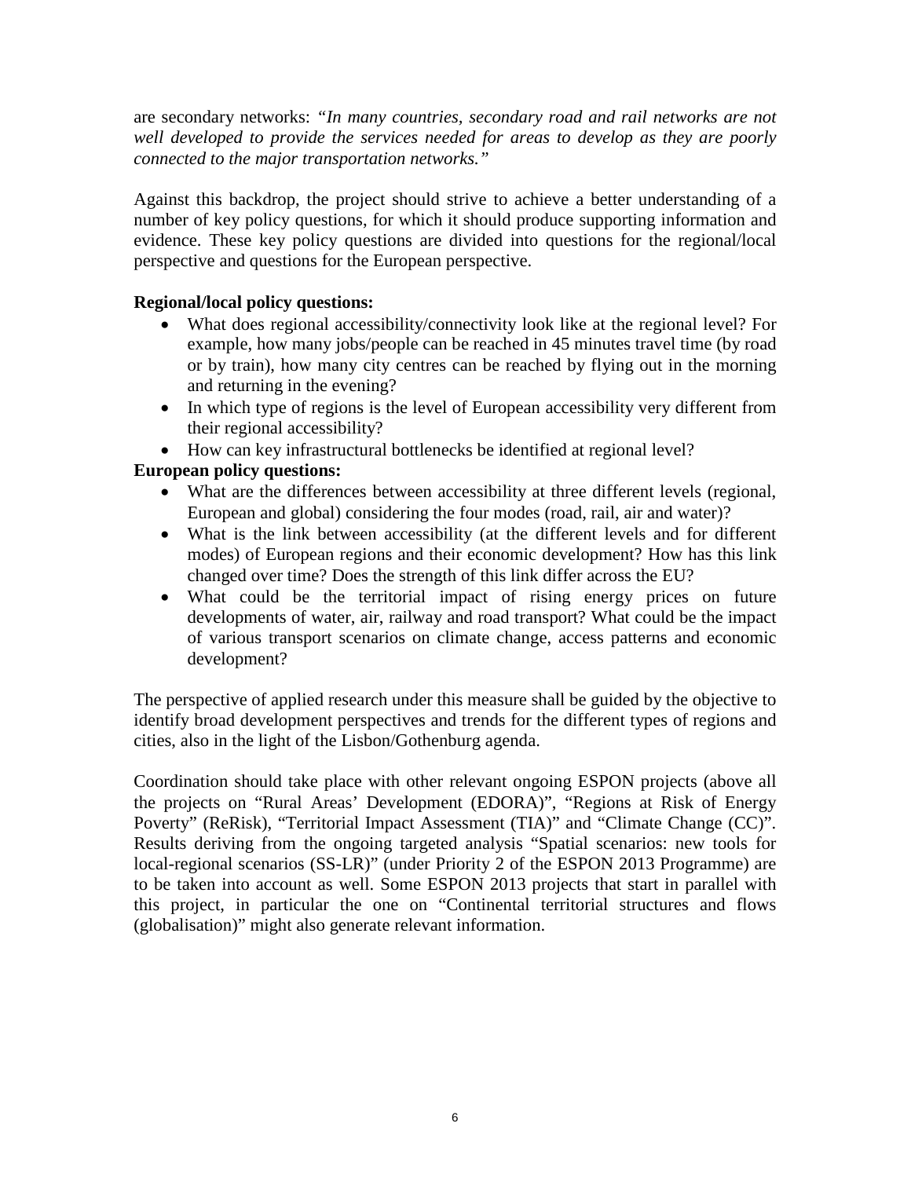are secondary networks: *"In many countries, secondary road and rail networks are not well developed to provide the services needed for areas to develop as they are poorly connected to the major transportation networks."*

Against this backdrop, the project should strive to achieve a better understanding of a number of key policy questions, for which it should produce supporting information and evidence. These key policy questions are divided into questions for the regional/local perspective and questions for the European perspective.

**Regional/local policy questions:**

- What does regional accessibility/connectivity look like at the regional level? For example, how many jobs/people can be reached in 45 minutes travel time (by road or by train), how many city centres can be reached by flying out in the morning and returning in the evening?
- In which type of regions is the level of European accessibility very different from their regional accessibility?
- How can key infrastructural bottlenecks be identified at regional level?

**European policy questions:**

- What are the differences between accessibility at three different levels (regional, European and global) considering the four modes (road, rail, air and water)?
- What is the link between accessibility (at the different levels and for different modes) of European regions and their economic development? How has this link changed over time? Does the strength of this link differ across the EU?
- What could be the territorial impact of rising energy prices on future developments of water, air, railway and road transport? What could be the impact of various transport scenarios on climate change, access patterns and economic development?

The perspective of applied research under this measure shall be guided by the objective to identify broad development perspectives and trends for the different types of regions and cities, also in the light of the Lisbon/Gothenburg agenda.

Coordination should take place with other relevant ongoing ESPON projects (above all the projects on "Rural Areas' Development (EDORA)", "Regions at Risk of Energy Poverty" (ReRisk), "Territorial Impact Assessment (TIA)" and "Climate Change (CC)". Results deriving from the ongoing targeted analysis "Spatial scenarios: new tools for local-regional scenarios (SS-LR)" (under Priority 2 of the ESPON 2013 Programme) are to be taken into account as well. Some ESPON 2013 projects that start in parallel with this project, in particular the one on "Continental territorial structures and flows (globalisation)" might also generate relevant information.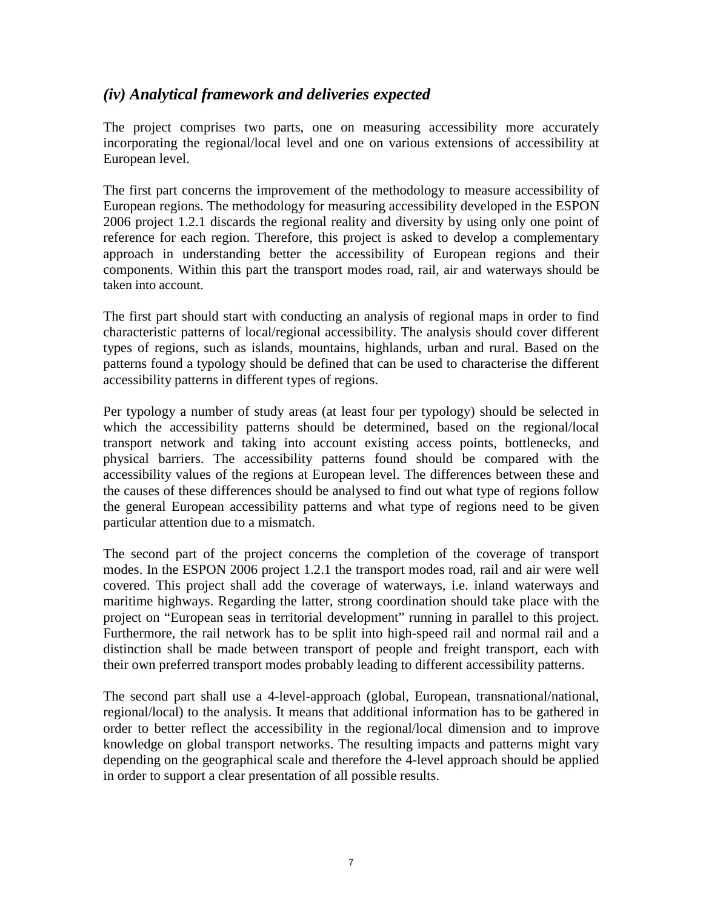## *(iv) Analytical framework and deliveries expected*

The project comprises two parts, one on measuring accessibility more accurately incorporating the regional/local level and one on various extensions of accessibility at European level.

The first part concerns the improvement of the methodology to measure accessibility of European regions. The methodology for measuring accessibility developed in the ESPON 2006 project 1.2.1 discards the regional reality and diversity by using only one point of reference for each region. Therefore, this project is asked to develop a complementary approach in understanding better the accessibility of European regions and their components. Within this part the transport modes road, rail, air and waterways should be taken into account.

The first part should start with conducting an analysis of regional maps in order to find characteristic patterns of local/regional accessibility. The analysis should cover different types of regions, such as islands, mountains, highlands, urban and rural. Based on the patterns found a typology should be defined that can be used to characterise the different accessibility patterns in different types of regions.

Per typology a number of study areas (at least four per typology) should be selected in which the accessibility patterns should be determined, based on the regional/local transport network and taking into account existing access points, bottlenecks, and physical barriers. The accessibility patterns found should be compared with the accessibility values of the regions at European level. The differences between these and the causes of these differences should be analysed to find out what type of regions follow the general European accessibility patterns and what type of regions need to be given particular attention due to a mismatch.

The second part of the project concerns the completion of the coverage of transport modes. In the ESPON 2006 project 1.2.1 the transport modes road, rail and air were well covered. This project shall add the coverage of waterways, i.e. inland waterways and maritime highways. Regarding the latter, strong coordination should take place with the project on "European seas in territorial development" running in parallel to this project. Furthermore, the rail network has to be split into high-speed rail and normal rail and a distinction shall be made between transport of people and freight transport, each with their own preferred transport modes probably leading to different accessibility patterns.

The second part shall use a 4-level-approach (global, European, transnational/national, regional/local) to the analysis. It means that additional information has to be gathered in order to better reflect the accessibility in the regional/local dimension and to improve knowledge on global transport networks. The resulting impacts and patterns might vary depending on the geographical scale and therefore the 4-level approach should be applied in order to support a clear presentation of all possible results.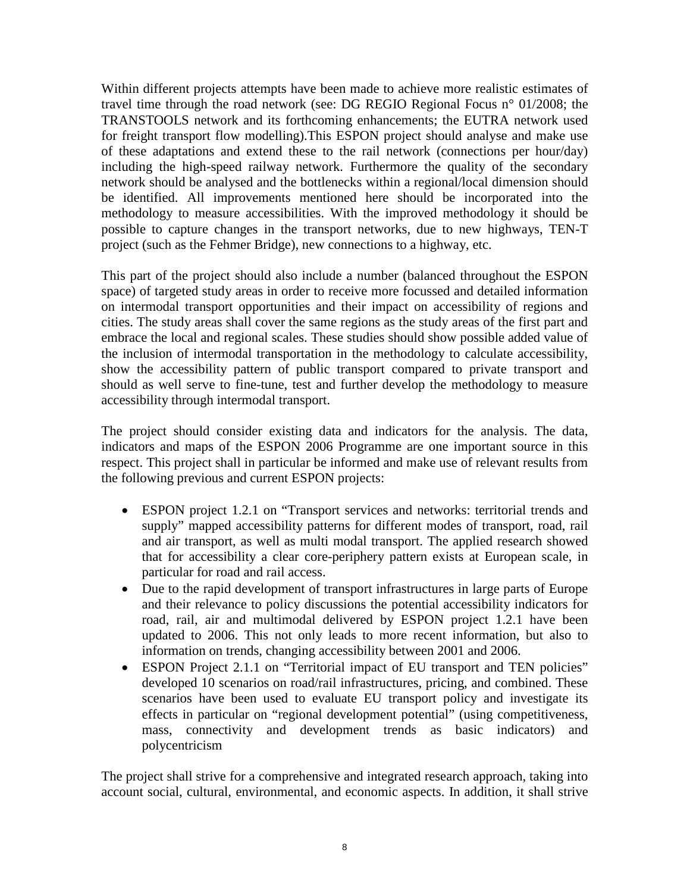Within different projects attempts have been made to achieve more realistic estimates of travel time through the road network (see: DG REGIO Regional Focus n° 01/2008; the TRANSTOOLS network and its forthcoming enhancements; the EUTRA network used for freight transport flow modelling).This ESPON project should analyse and make use of these adaptations and extend these to the rail network (connections per hour/day) including the high-speed railway network. Furthermore the quality of the secondary network should be analysed and the bottlenecks within a regional/local dimension should be identified. All improvements mentioned here should be incorporated into the methodology to measure accessibilities. With the improved methodology it should be possible to capture changes in the transport networks, due to new highways, TEN-T project (such as the Fehmer Bridge), new connections to a highway, etc.

This part of the project should also include a number (balanced throughout the ESPON space) of targeted study areas in order to receive more focussed and detailed information on intermodal transport opportunities and their impact on accessibility of regions and cities. The study areas shall cover the same regions as the study areas of the first part and embrace the local and regional scales. These studies should show possible added value of the inclusion of intermodal transportation in the methodology to calculate accessibility, show the accessibility pattern of public transport compared to private transport and should as well serve to fine-tune, test and further develop the methodology to measure accessibility through intermodal transport.

The project should consider existing data and indicators for the analysis. The data, indicators and maps of the ESPON 2006 Programme are one important source in this respect. This project shall in particular be informed and make use of relevant results from the following previous and current ESPON projects:

- ESPON project 1.2.1 on “Transport services and networks: territorial trends and supply” mapped accessibility patterns for different modes of transport, road, rail and air transport, as well as multi modal transport. The applied research showed that for accessibility a clear core-periphery pattern exists at European scale, in particular for road and rail access.
- Due to the rapid development of transport infrastructures in large parts of Europe and their relevance to policy discussions the potential accessibility indicators for road, rail, air and multimodal delivered by ESPON project 1.2.1 have been updated to 2006. This not only leads to more recent information, but also to information on trends, changing accessibility between 2001 and 2006.
- ESPON Project 2.1.1 on “Territorial impact of EU transport and TEN policies” developed 10 scenarios on road/rail infrastructures, pricing, and combined. These scenarios have been used to evaluate EU transport policy and investigate its effects in particular on “regional development potential” (using competitiveness, mass, connectivity and development trends as basic indicators) and polycentricism

The project shall strive for a comprehensive and integrated research approach, taking into account social, cultural, environmental, and economic aspects. In addition, it shall strive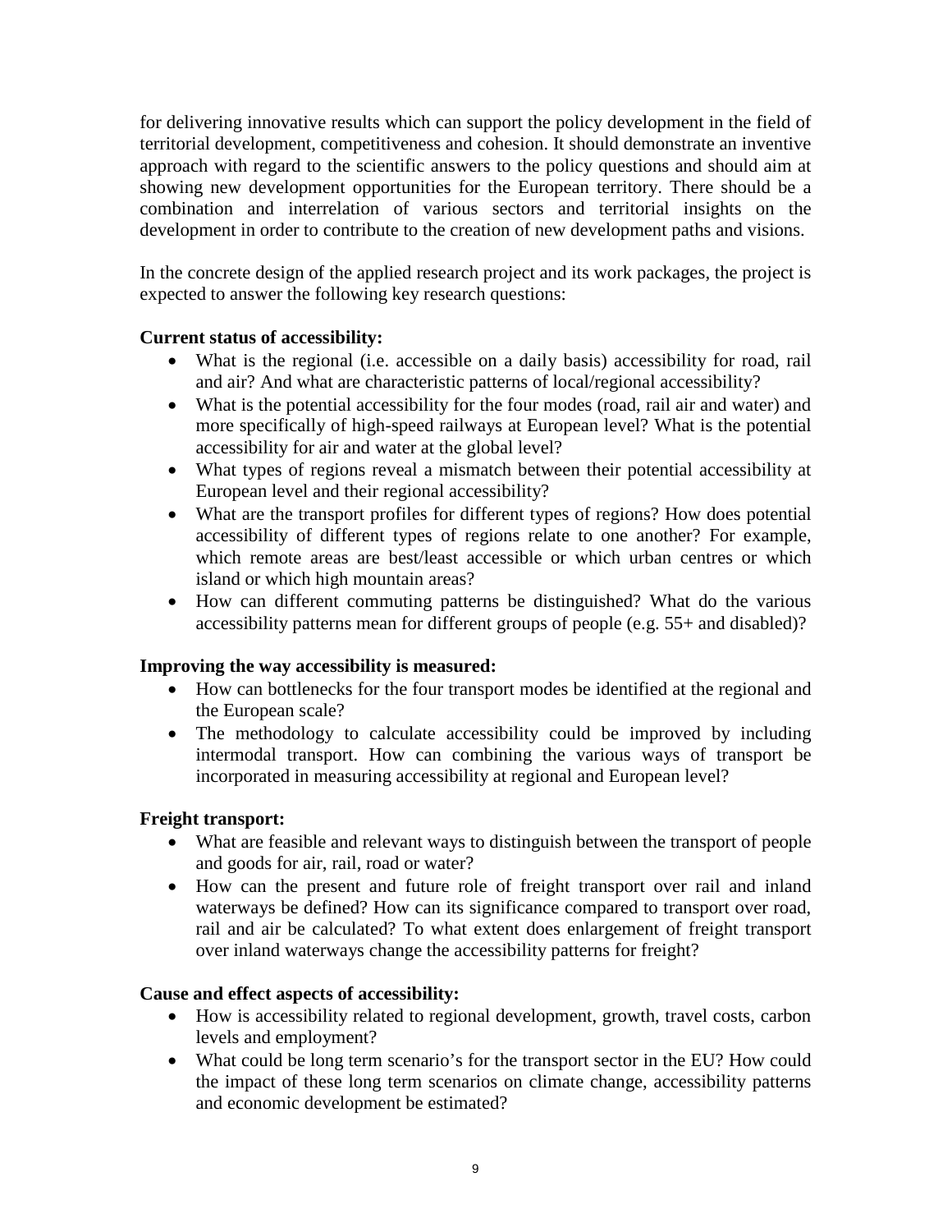for delivering innovative results which can support the policy development in the field of territorial development, competitiveness and cohesion. It should demonstrate an inventive approach with regard to the scientific answers to the policy questions and should aim at showing new development opportunities for the European territory. There should be a combination and interrelation of various sectors and territorial insights on the development in order to contribute to the creation of new development paths and visions.

In the concrete design of the applied research project and its work packages, the project is expected to answer the following key research questions:

**Current status of accessibility:**

- What is the regional (i.e. accessible on a daily basis) accessibility for road, rail and air? And what are characteristic patterns of local/regional accessibility?
- What is the potential accessibility for the four modes (road, rail air and water) and more specifically of high-speed railways at European level? What is the potential accessibility for air and water at the global level?
- What types of regions reveal a mismatch between their potential accessibility at European level and their regional accessibility?
- What are the transport profiles for different types of regions? How does potential accessibility of different types of regions relate to one another? For example, which remote areas are best/least accessible or which urban centres or which island or which high mountain areas?
- How can different commuting patterns be distinguished? What do the various accessibility patterns mean for different groups of people (e.g. 55+ and disabled)?

**Improving the way accessibility is measured:**

- How can bottlenecks for the four transport modes be identified at the regional and the European scale?
- The methodology to calculate accessibility could be improved by including intermodal transport. How can combining the various ways of transport be incorporated in measuring accessibility at regional and European level?

**Freight transport:**

- What are feasible and relevant ways to distinguish between the transport of people and goods for air, rail, road or water?
- How can the present and future role of freight transport over rail and inland waterways be defined? How can its significance compared to transport over road, rail and air be calculated? To what extent does enlargement of freight transport over inland waterways change the accessibility patterns for freight?

**Cause and effect aspects of accessibility:**

- How is accessibility related to regional development, growth, travel costs, carbon levels and employment?
- What could be long term scenario's for the transport sector in the EU? How could the impact of these long term scenarios on climate change, accessibility patterns and economic development be estimated?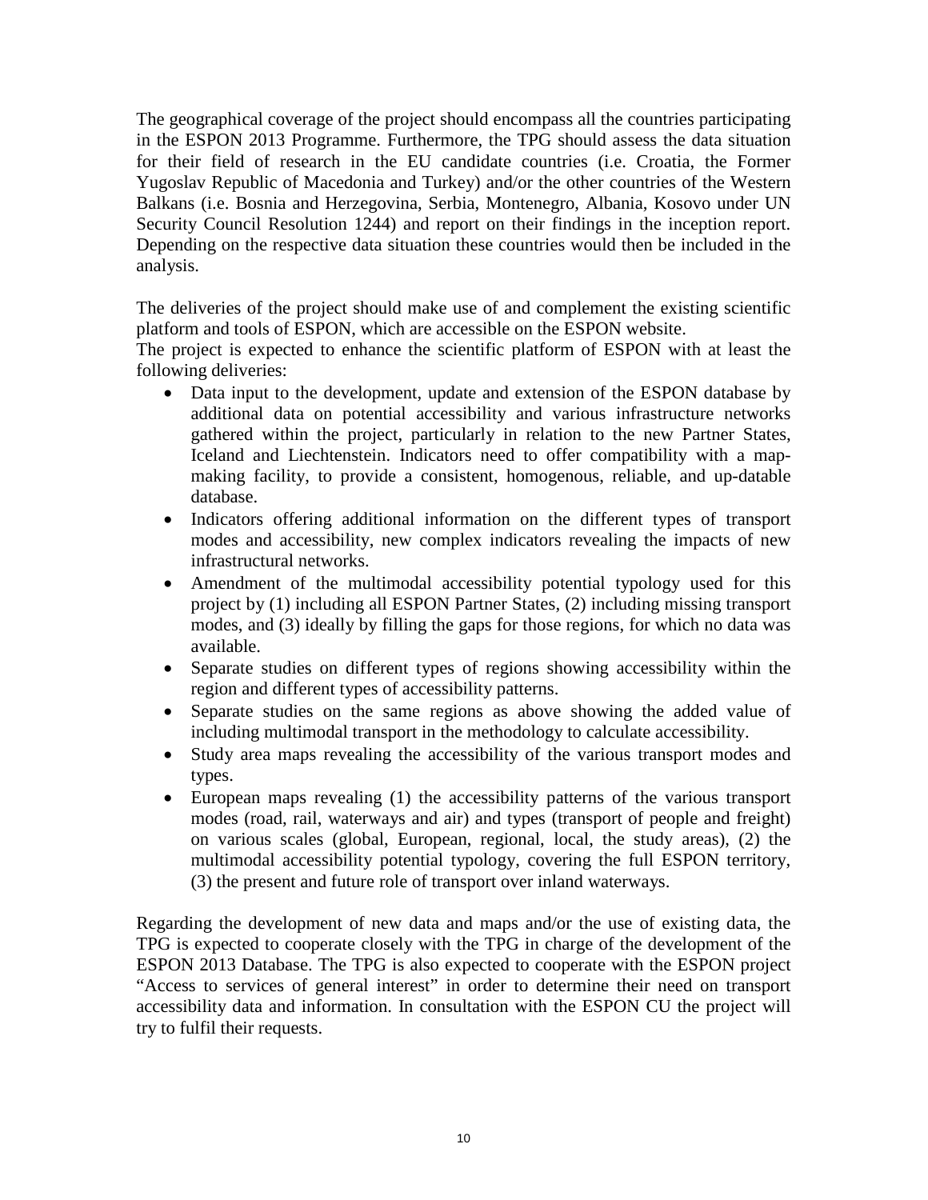The geographical coverage of the project should encompass all the countries participating in the ESPON 2013 Programme. Furthermore, the TPG should assess the data situation for their field of research in the EU candidate countries (i.e. Croatia, the Former Yugoslav Republic of Macedonia and Turkey) and/or the other countries of the Western Balkans (i.e. Bosnia and Herzegovina, Serbia, Montenegro, Albania, Kosovo under UN Security Council Resolution 1244) and report on their findings in the inception report. Depending on the respective data situation these countries would then be included in the analysis.

The deliveries of the project should make use of and complement the existing scientific platform and tools of ESPON, which are accessible on the ESPON website.
The project is expected to enhance the scientific platform of ESPON with at least the following deliveries:

- Data input to the development, update and extension of the ESPON database by additional data on potential accessibility and various infrastructure networks gathered within the project, particularly in relation to the new Partner States, Iceland and Liechtenstein. Indicators need to offer compatibility with a map-making facility, to provide a consistent, homogenous, reliable, and up-datable database.
- Indicators offering additional information on the different types of transport modes and accessibility, new complex indicators revealing the impacts of new infrastructural networks.
- Amendment of the multimodal accessibility potential typology used for this project by (1) including all ESPON Partner States, (2) including missing transport modes, and (3) ideally by filling the gaps for those regions, for which no data was available.
- Separate studies on different types of regions showing accessibility within the region and different types of accessibility patterns.
- Separate studies on the same regions as above showing the added value of including multimodal transport in the methodology to calculate accessibility.
- Study area maps revealing the accessibility of the various transport modes and types.
- European maps revealing (1) the accessibility patterns of the various transport modes (road, rail, waterways and air) and types (transport of people and freight) on various scales (global, European, regional, local, the study areas), (2) the multimodal accessibility potential typology, covering the full ESPON territory, (3) the present and future role of transport over inland waterways.

Regarding the development of new data and maps and/or the use of existing data, the TPG is expected to cooperate closely with the TPG in charge of the development of the ESPON 2013 Database. The TPG is also expected to cooperate with the ESPON project "Access to services of general interest" in order to determine their need on transport accessibility data and information. In consultation with the ESPON CU the project will try to fulfil their requests.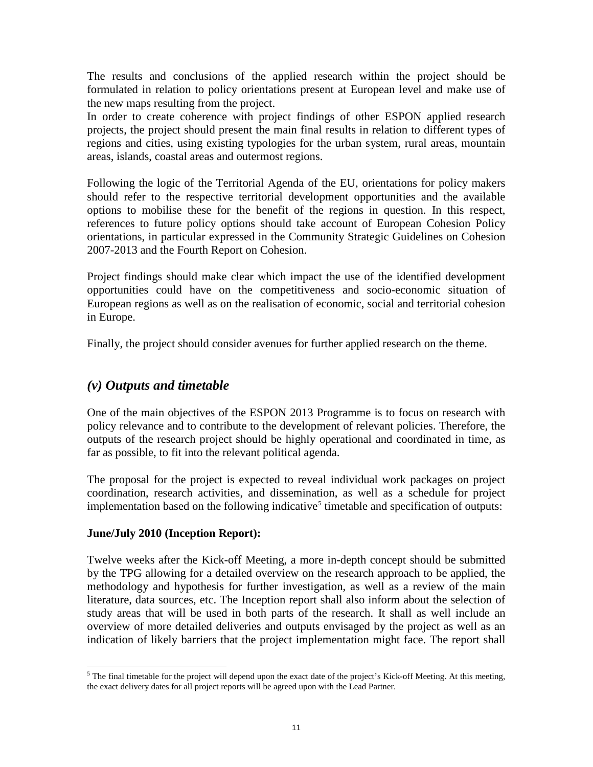The results and conclusions of the applied research within the project should be formulated in relation to policy orientations present at European level and make use of the new maps resulting from the project.

In order to create coherence with project findings of other ESPON applied research projects, the project should present the main final results in relation to different types of regions and cities, using existing typologies for the urban system, rural areas, mountain areas, islands, coastal areas and outermost regions.

Following the logic of the Territorial Agenda of the EU, orientations for policy makers should refer to the respective territorial development opportunities and the available options to mobilise these for the benefit of the regions in question. In this respect, references to future policy options should take account of European Cohesion Policy orientations, in particular expressed in the Community Strategic Guidelines on Cohesion 2007-2013 and the Fourth Report on Cohesion.

Project findings should make clear which impact the use of the identified development opportunities could have on the competitiveness and socio-economic situation of European regions as well as on the realisation of economic, social and territorial cohesion in Europe.

Finally, the project should consider avenues for further applied research on the theme.

## *(v) Outputs and timetable*

One of the main objectives of the ESPON 2013 Programme is to focus on research with policy relevance and to contribute to the development of relevant policies. Therefore, the outputs of the research project should be highly operational and coordinated in time, as far as possible, to fit into the relevant political agenda.

The proposal for the project is expected to reveal individual work packages on project coordination, research activities, and dissemination, as well as a schedule for project implementation based on the following indicative[5] timetable and specification of outputs:

**June/July 2010 (Inception Report):**

Twelve weeks after the Kick-off Meeting, a more in-depth concept should be submitted by the TPG allowing for a detailed overview on the research approach to be applied, the methodology and hypothesis for further investigation, as well as a review of the main literature, data sources, etc. The Inception report shall also inform about the selection of study areas that will be used in both parts of the research. It shall as well include an overview of more detailed deliveries and outputs envisaged by the project as well as an indication of likely barriers that the project implementation might face. The report shall

[5] The final timetable for the project will depend upon the exact date of the project's Kick-off Meeting. At this meeting, the exact delivery dates for all project reports will be agreed upon with the Lead Partner.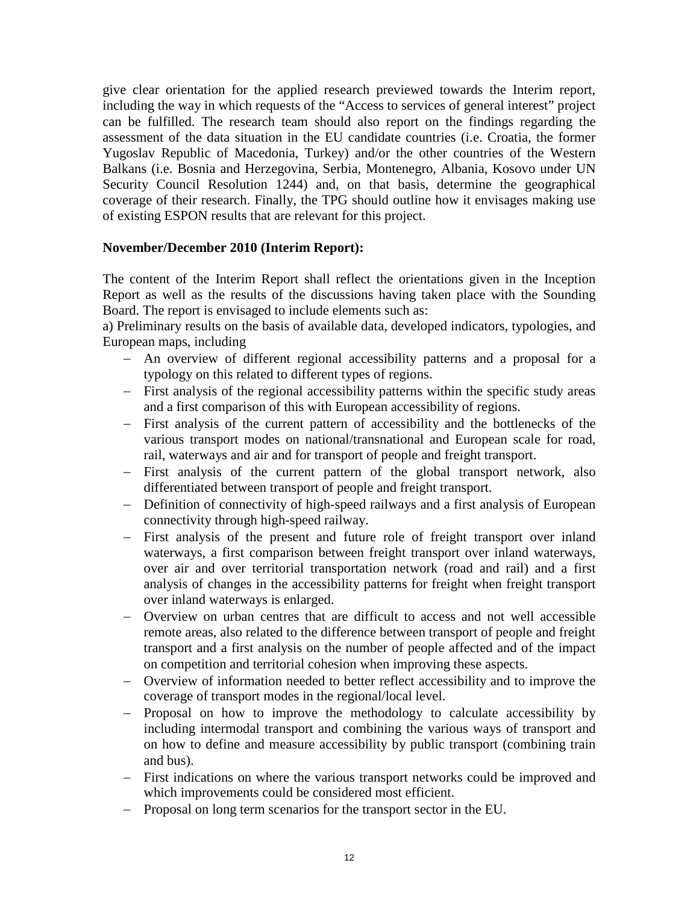give clear orientation for the applied research previewed towards the Interim report, including the way in which requests of the "Access to services of general interest" project can be fulfilled. The research team should also report on the findings regarding the assessment of the data situation in the EU candidate countries (i.e. Croatia, the former Yugoslav Republic of Macedonia, Turkey) and/or the other countries of the Western Balkans (i.e. Bosnia and Herzegovina, Serbia, Montenegro, Albania, Kosovo under UN Security Council Resolution 1244) and, on that basis, determine the geographical coverage of their research. Finally, the TPG should outline how it envisages making use of existing ESPON results that are relevant for this project.

**November/December 2010 (Interim Report):**

The content of the Interim Report shall reflect the orientations given in the Inception Report as well as the results of the discussions having taken place with the Sounding Board. The report is envisaged to include elements such as:

a) Preliminary results on the basis of available data, developed indicators, typologies, and European maps, including

- An overview of different regional accessibility patterns and a proposal for a typology on this related to different types of regions.
- First analysis of the regional accessibility patterns within the specific study areas and a first comparison of this with European accessibility of regions.
- First analysis of the current pattern of accessibility and the bottlenecks of the various transport modes on national/transnational and European scale for road, rail, waterways and air and for transport of people and freight transport.
- First analysis of the current pattern of the global transport network, also differentiated between transport of people and freight transport.
- Definition of connectivity of high-speed railways and a first analysis of European connectivity through high-speed railway.
- First analysis of the present and future role of freight transport over inland waterways, a first comparison between freight transport over inland waterways, over air and over territorial transportation network (road and rail) and a first analysis of changes in the accessibility patterns for freight when freight transport over inland waterways is enlarged.
- Overview on urban centres that are difficult to access and not well accessible remote areas, also related to the difference between transport of people and freight transport and a first analysis on the number of people affected and of the impact on competition and territorial cohesion when improving these aspects.
- Overview of information needed to better reflect accessibility and to improve the coverage of transport modes in the regional/local level.
- Proposal on how to improve the methodology to calculate accessibility by including intermodal transport and combining the various ways of transport and on how to define and measure accessibility by public transport (combining train and bus).
- First indications on where the various transport networks could be improved and which improvements could be considered most efficient.
- Proposal on long term scenarios for the transport sector in the EU.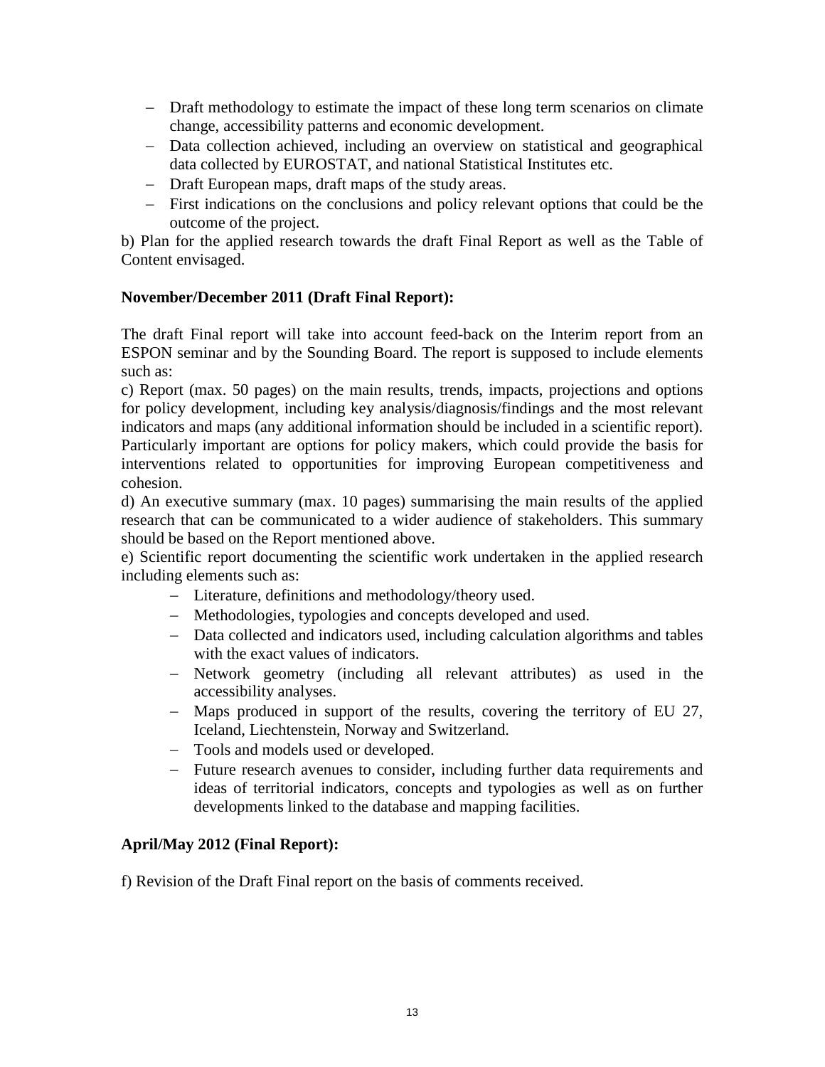- Draft methodology to estimate the impact of these long term scenarios on climate change, accessibility patterns and economic development.
- Data collection achieved, including an overview on statistical and geographical data collected by EUROSTAT, and national Statistical Institutes etc.
- Draft European maps, draft maps of the study areas.
- First indications on the conclusions and policy relevant options that could be the outcome of the project.

b) Plan for the applied research towards the draft Final Report as well as the Table of Content envisaged.

**November/December 2011 (Draft Final Report):**

The draft Final report will take into account feed-back on the Interim report from an ESPON seminar and by the Sounding Board. The report is supposed to include elements such as:

c) Report (max. 50 pages) on the main results, trends, impacts, projections and options for policy development, including key analysis/diagnosis/findings and the most relevant indicators and maps (any additional information should be included in a scientific report). Particularly important are options for policy makers, which could provide the basis for interventions related to opportunities for improving European competitiveness and cohesion.

d) An executive summary (max. 10 pages) summarising the main results of the applied research that can be communicated to a wider audience of stakeholders. This summary should be based on the Report mentioned above.

e) Scientific report documenting the scientific work undertaken in the applied research including elements such as:

- Literature, definitions and methodology/theory used.
- Methodologies, typologies and concepts developed and used.
- Data collected and indicators used, including calculation algorithms and tables with the exact values of indicators.
- Network geometry (including all relevant attributes) as used in the accessibility analyses.
- Maps produced in support of the results, covering the territory of EU 27, Iceland, Liechtenstein, Norway and Switzerland.
- Tools and models used or developed.
- Future research avenues to consider, including further data requirements and ideas of territorial indicators, concepts and typologies as well as on further developments linked to the database and mapping facilities.

**April/May 2012 (Final Report):**

f) Revision of the Draft Final report on the basis of comments received.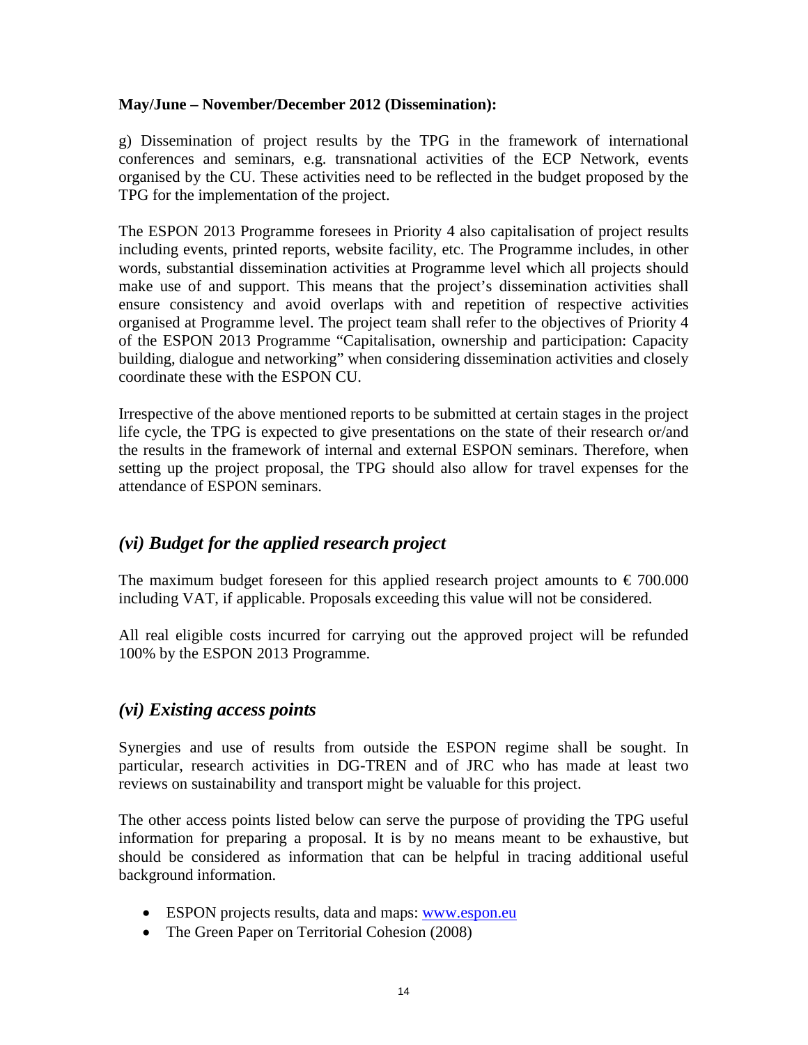**May/June – November/December 2012 (Dissemination):**

g) Dissemination of project results by the TPG in the framework of international conferences and seminars, e.g. transnational activities of the ECP Network, events organised by the CU. These activities need to be reflected in the budget proposed by the TPG for the implementation of the project.

The ESPON 2013 Programme foresees in Priority 4 also capitalisation of project results including events, printed reports, website facility, etc. The Programme includes, in other words, substantial dissemination activities at Programme level which all projects should make use of and support. This means that the project's dissemination activities shall ensure consistency and avoid overlaps with and repetition of respective activities organised at Programme level. The project team shall refer to the objectives of Priority 4 of the ESPON 2013 Programme "Capitalisation, ownership and participation: Capacity building, dialogue and networking" when considering dissemination activities and closely coordinate these with the ESPON CU.

Irrespective of the above mentioned reports to be submitted at certain stages in the project life cycle, the TPG is expected to give presentations on the state of their research or/and the results in the framework of internal and external ESPON seminars. Therefore, when setting up the project proposal, the TPG should also allow for travel expenses for the attendance of ESPON seminars.

## *(vi) Budget for the applied research project*

The maximum budget foreseen for this applied research project amounts to € 700.000 including VAT, if applicable. Proposals exceeding this value will not be considered.

All real eligible costs incurred for carrying out the approved project will be refunded 100% by the ESPON 2013 Programme.

## *(vi) Existing access points*

Synergies and use of results from outside the ESPON regime shall be sought. In particular, research activities in DG-TREN and of JRC who has made at least two reviews on sustainability and transport might be valuable for this project.

The other access points listed below can serve the purpose of providing the TPG useful information for preparing a proposal. It is by no means meant to be exhaustive, but should be considered as information that can be helpful in tracing additional useful background information.

- ESPON projects results, data and maps: www.espon.eu
- The Green Paper on Territorial Cohesion (2008)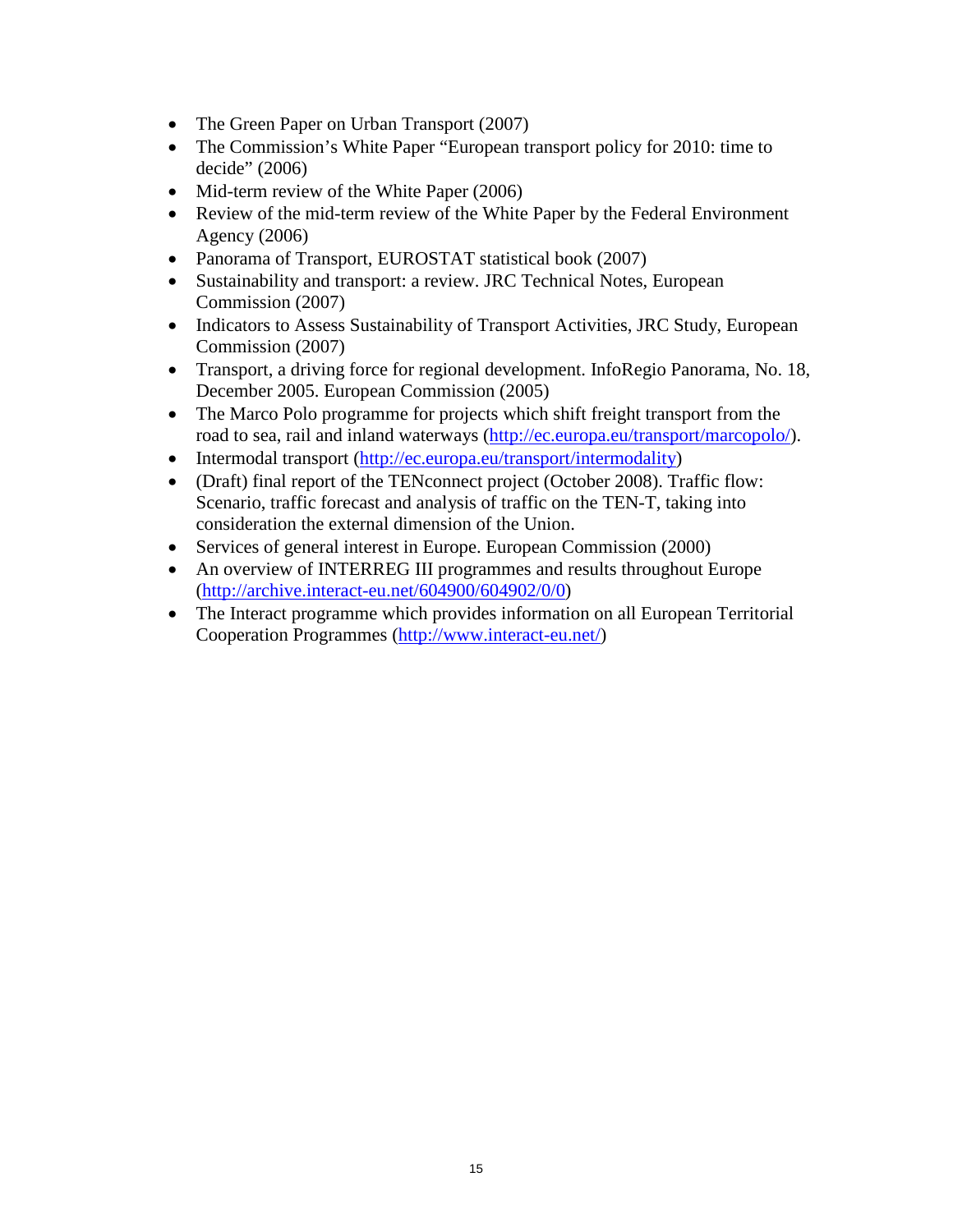- The Green Paper on Urban Transport (2007)
- The Commission's White Paper "European transport policy for 2010: time to decide" (2006)
- Mid-term review of the White Paper (2006)
- Review of the mid-term review of the White Paper by the Federal Environment Agency (2006)
- Panorama of Transport, EUROSTAT statistical book (2007)
- Sustainability and transport: a review. JRC Technical Notes, European Commission (2007)
- Indicators to Assess Sustainability of Transport Activities, JRC Study, European Commission (2007)
- Transport, a driving force for regional development. InfoRegio Panorama, No. 18, December 2005. European Commission (2005)
- The Marco Polo programme for projects which shift freight transport from the road to sea, rail and inland waterways (http://ec.europa.eu/transport/marcopolo/).
- Intermodal transport (http://ec.europa.eu/transport/intermodality)
- (Draft) final report of the TENconnect project (October 2008). Traffic flow: Scenario, traffic forecast and analysis of traffic on the TEN-T, taking into consideration the external dimension of the Union.
- Services of general interest in Europe. European Commission (2000)
- An overview of INTERREG III programmes and results throughout Europe (http://archive.interact-eu.net/604900/604902/0/0)
- The Interact programme which provides information on all European Territorial Cooperation Programmes (http://www.interact-eu.net/)